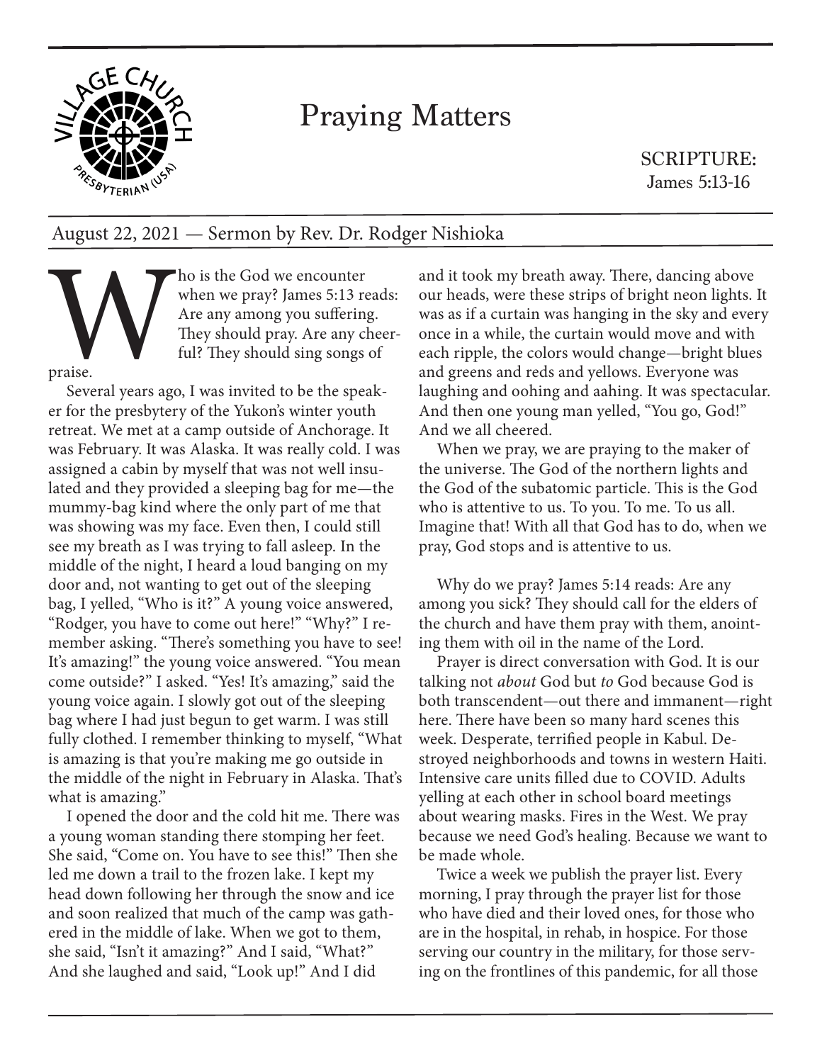# Praying Matters

SCRIPTURE:
James 5:13-16

August 22, 2021 — Sermon by Rev. Dr. Rodger Nishioka

Who is the God we encounter when we pray? James 5:13 reads: Are any among you suffering. They should pray. Are any cheerful? They should sing songs of praise.

Several years ago, I was invited to be the speaker for the presbytery of the Yukon's winter youth retreat. We met at a camp outside of Anchorage. It was February. It was Alaska. It was really cold. I was assigned a cabin by myself that was not well insulated and they provided a sleeping bag for me—the mummy-bag kind where the only part of me that was showing was my face. Even then, I could still see my breath as I was trying to fall asleep. In the middle of the night, I heard a loud banging on my door and, not wanting to get out of the sleeping bag, I yelled, "Who is it?" A young voice answered, "Rodger, you have to come out here!" "Why?" I remember asking. "There's something you have to see! It's amazing!" the young voice answered. "You mean come outside?" I asked. "Yes! It's amazing," said the young voice again. I slowly got out of the sleeping bag where I had just begun to get warm. I was still fully clothed. I remember thinking to myself, "What is amazing is that you're making me go outside in the middle of the night in February in Alaska. That's what is amazing."

I opened the door and the cold hit me. There was a young woman standing there stomping her feet. She said, "Come on. You have to see this!" Then she led me down a trail to the frozen lake. I kept my head down following her through the snow and ice and soon realized that much of the camp was gathered in the middle of lake. When we got to them, she said, "Isn't it amazing?" And I said, "What?" And she laughed and said, "Look up!" And I did and it took my breath away. There, dancing above our heads, were these strips of bright neon lights. It was as if a curtain was hanging in the sky and every once in a while, the curtain would move and with each ripple, the colors would change—bright blues and greens and reds and yellows. Everyone was laughing and oohing and aahing. It was spectacular. And then one young man yelled, "You go, God!" And we all cheered.

When we pray, we are praying to the maker of the universe. The God of the northern lights and the God of the subatomic particle. This is the God who is attentive to us. To you. To me. To us all. Imagine that! With all that God has to do, when we pray, God stops and is attentive to us.

Why do we pray? James 5:14 reads: Are any among you sick? They should call for the elders of the church and have them pray with them, anointing them with oil in the name of the Lord.

Prayer is direct conversation with God. It is our talking not *about* God but *to* God because God is both transcendent—out there and immanent—right here. There have been so many hard scenes this week. Desperate, terrified people in Kabul. Destroyed neighborhoods and towns in western Haiti. Intensive care units filled due to COVID. Adults yelling at each other in school board meetings about wearing masks. Fires in the West. We pray because we need God's healing. Because we want to be made whole.

Twice a week we publish the prayer list. Every morning, I pray through the prayer list for those who have died and their loved ones, for those who are in the hospital, in rehab, in hospice. For those serving our country in the military, for those serving on the frontlines of this pandemic, for all those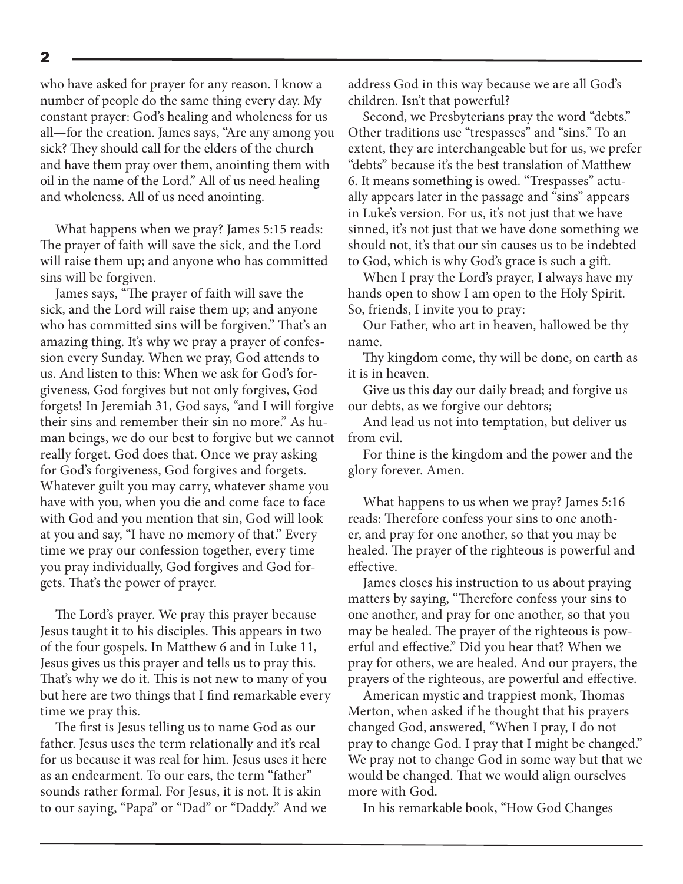who have asked for prayer for any reason. I know a number of people do the same thing every day. My constant prayer: God's healing and wholeness for us all—for the creation. James says, "Are any among you sick? They should call for the elders of the church and have them pray over them, anointing them with oil in the name of the Lord." All of us need healing and wholeness. All of us need anointing.

What happens when we pray? James 5:15 reads: The prayer of faith will save the sick, and the Lord will raise them up; and anyone who has committed sins will be forgiven.

James says, "The prayer of faith will save the sick, and the Lord will raise them up; and anyone who has committed sins will be forgiven." That's an amazing thing. It's why we pray a prayer of confession every Sunday. When we pray, God attends to us. And listen to this: When we ask for God's forgiveness, God forgives but not only forgives, God forgets! In Jeremiah 31, God says, "and I will forgive their sins and remember their sin no more." As human beings, we do our best to forgive but we cannot really forget. God does that. Once we pray asking for God's forgiveness, God forgives and forgets. Whatever guilt you may carry, whatever shame you have with you, when you die and come face to face with God and you mention that sin, God will look at you and say, "I have no memory of that." Every time we pray our confession together, every time you pray individually, God forgives and God forgets. That's the power of prayer.

The Lord's prayer. We pray this prayer because Jesus taught it to his disciples. This appears in two of the four gospels. In Matthew 6 and in Luke 11, Jesus gives us this prayer and tells us to pray this. That's why we do it. This is not new to many of you but here are two things that I find remarkable every time we pray this.

The first is Jesus telling us to name God as our father. Jesus uses the term relationally and it's real for us because it was real for him. Jesus uses it here as an endearment. To our ears, the term "father" sounds rather formal. For Jesus, it is not. It is akin to our saying, "Papa" or "Dad" or "Daddy." And we address God in this way because we are all God's children. Isn't that powerful?

Second, we Presbyterians pray the word "debts." Other traditions use "trespasses" and "sins." To an extent, they are interchangeable but for us, we prefer "debts" because it's the best translation of Matthew 6. It means something is owed. "Trespasses" actually appears later in the passage and "sins" appears in Luke's version. For us, it's not just that we have sinned, it's not just that we have done something we should not, it's that our sin causes us to be indebted to God, which is why God's grace is such a gift.

When I pray the Lord's prayer, I always have my hands open to show I am open to the Holy Spirit. So, friends, I invite you to pray:

Our Father, who art in heaven, hallowed be thy name.

Thy kingdom come, thy will be done, on earth as it is in heaven.

Give us this day our daily bread; and forgive us our debts, as we forgive our debtors;

And lead us not into temptation, but deliver us from evil.

For thine is the kingdom and the power and the glory forever. Amen.

What happens to us when we pray? James 5:16 reads: Therefore confess your sins to one another, and pray for one another, so that you may be healed. The prayer of the righteous is powerful and effective.

James closes his instruction to us about praying matters by saying, "Therefore confess your sins to one another, and pray for one another, so that you may be healed. The prayer of the righteous is powerful and effective." Did you hear that? When we pray for others, we are healed. And our prayers, the prayers of the righteous, are powerful and effective.

American mystic and trappiest monk, Thomas Merton, when asked if he thought that his prayers changed God, answered, "When I pray, I do not pray to change God. I pray that I might be changed." We pray not to change God in some way but that we would be changed. That we would align ourselves more with God.

In his remarkable book, "How God Changes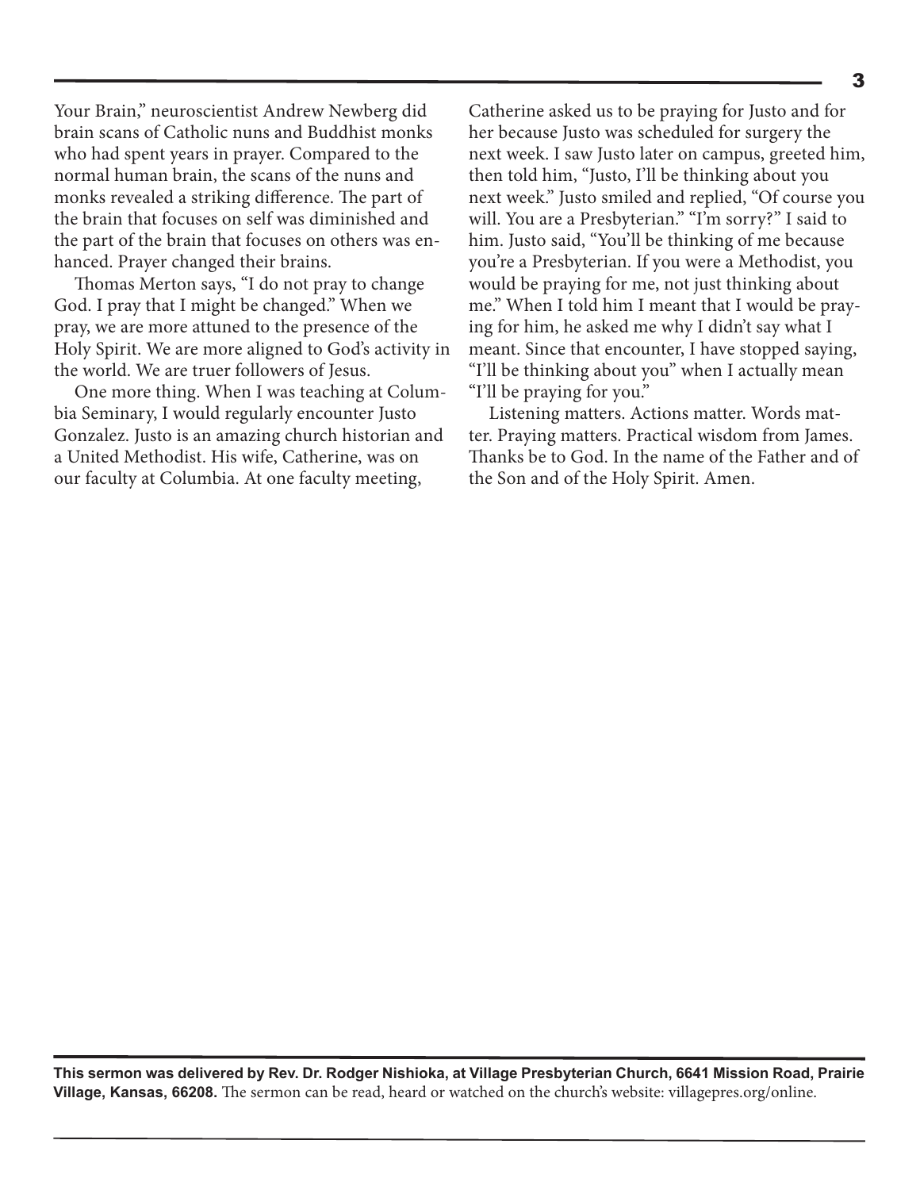Your Brain," neuroscientist Andrew Newberg did brain scans of Catholic nuns and Buddhist monks who had spent years in prayer. Compared to the normal human brain, the scans of the nuns and monks revealed a striking difference. The part of the brain that focuses on self was diminished and the part of the brain that focuses on others was enhanced. Prayer changed their brains.

Thomas Merton says, "I do not pray to change God. I pray that I might be changed." When we pray, we are more attuned to the presence of the Holy Spirit. We are more aligned to God's activity in the world. We are truer followers of Jesus.

One more thing. When I was teaching at Columbia Seminary, I would regularly encounter Justo Gonzalez. Justo is an amazing church historian and a United Methodist. His wife, Catherine, was on our faculty at Columbia. At one faculty meeting, Catherine asked us to be praying for Justo and for her because Justo was scheduled for surgery the next week. I saw Justo later on campus, greeted him, then told him, "Justo, I'll be thinking about you next week." Justo smiled and replied, "Of course you will. You are a Presbyterian." "I'm sorry?" I said to him. Justo said, "You'll be thinking of me because you're a Presbyterian. If you were a Methodist, you would be praying for me, not just thinking about me." When I told him I meant that I would be praying for him, he asked me why I didn't say what I meant. Since that encounter, I have stopped saying, "I'll be thinking about you" when I actually mean "I'll be praying for you."

Listening matters. Actions matter. Words matter. Praying matters. Practical wisdom from James. Thanks be to God. In the name of the Father and of the Son and of the Holy Spirit. Amen.

**This sermon was delivered by Rev. Dr. Rodger Nishioka, at Village Presbyterian Church, 6641 Mission Road, Prairie Village, Kansas, 66208.** The sermon can be read, heard or watched on the church's website: villagepres.org/online.